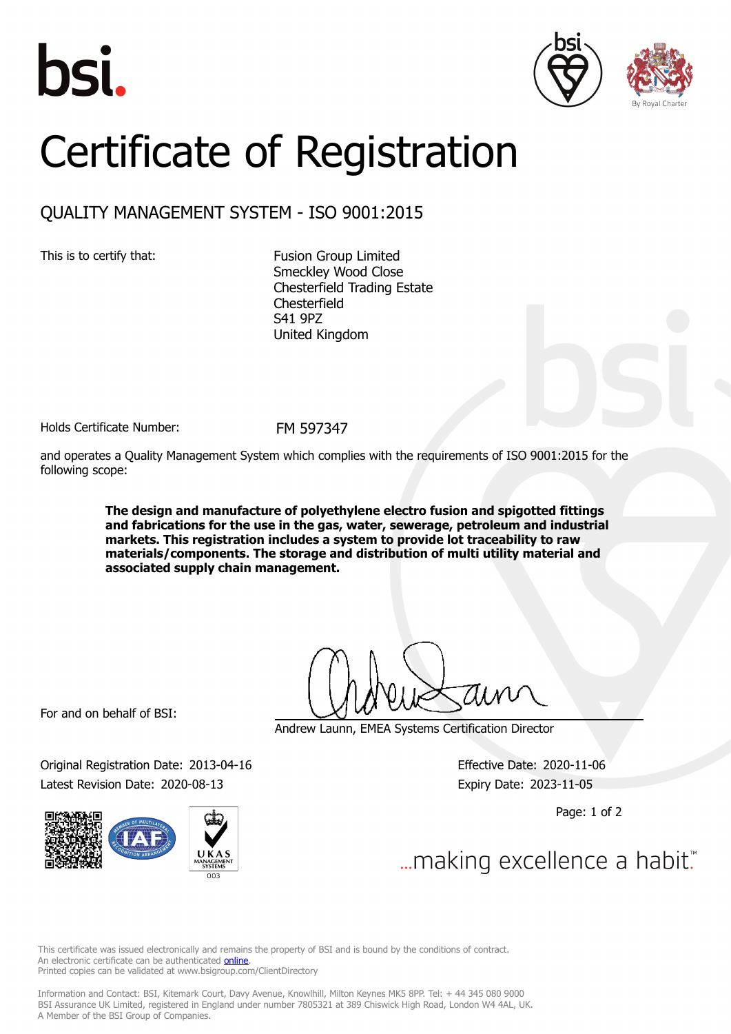bsi.

By Royal Charter

# Certificate of Registration

## QUALITY MANAGEMENT SYSTEM - ISO 9001:2015

This is to certify that:

Fusion Group Limited
Smeckley Wood Close
Chesterfield Trading Estate
Chesterfield
S41 9PZ
United Kingdom

Holds Certificate Number: FM 597347

and operates a Quality Management System which complies with the requirements of ISO 9001:2015 for the following scope:

**The design and manufacture of polyethylene electro fusion and spigotted fittings and fabrications for the use in the gas, water, sewerage, petroleum and industrial markets. This registration includes a system to provide lot traceability to raw materials/components. The storage and distribution of multi utility material and associated supply chain management.**

For and on behalf of BSI:

Andrew Launn, EMEA Systems Certification Director

Original Registration Date: 2013-04-16
Latest Revision Date: 2020-08-13

Effective Date: 2020-11-06
Expiry Date: 2023-11-05

UKAS MANAGEMENT SYSTEMS 003

...making excellence a habit.™

This certificate was issued electronically and remains the property of BSI and is bound by the conditions of contract.
An electronic certificate can be authenticated online.
Printed copies can be validated at www.bsigroup.com/ClientDirectory

Information and Contact: BSI, Kitemark Court, Davy Avenue, Knowlhill, Milton Keynes MK5 8PP. Tel: + 44 345 080 9000
BSI Assurance UK Limited, registered in England under number 7805321 at 389 Chiswick High Road, London W4 4AL, UK.
A Member of the BSI Group of Companies.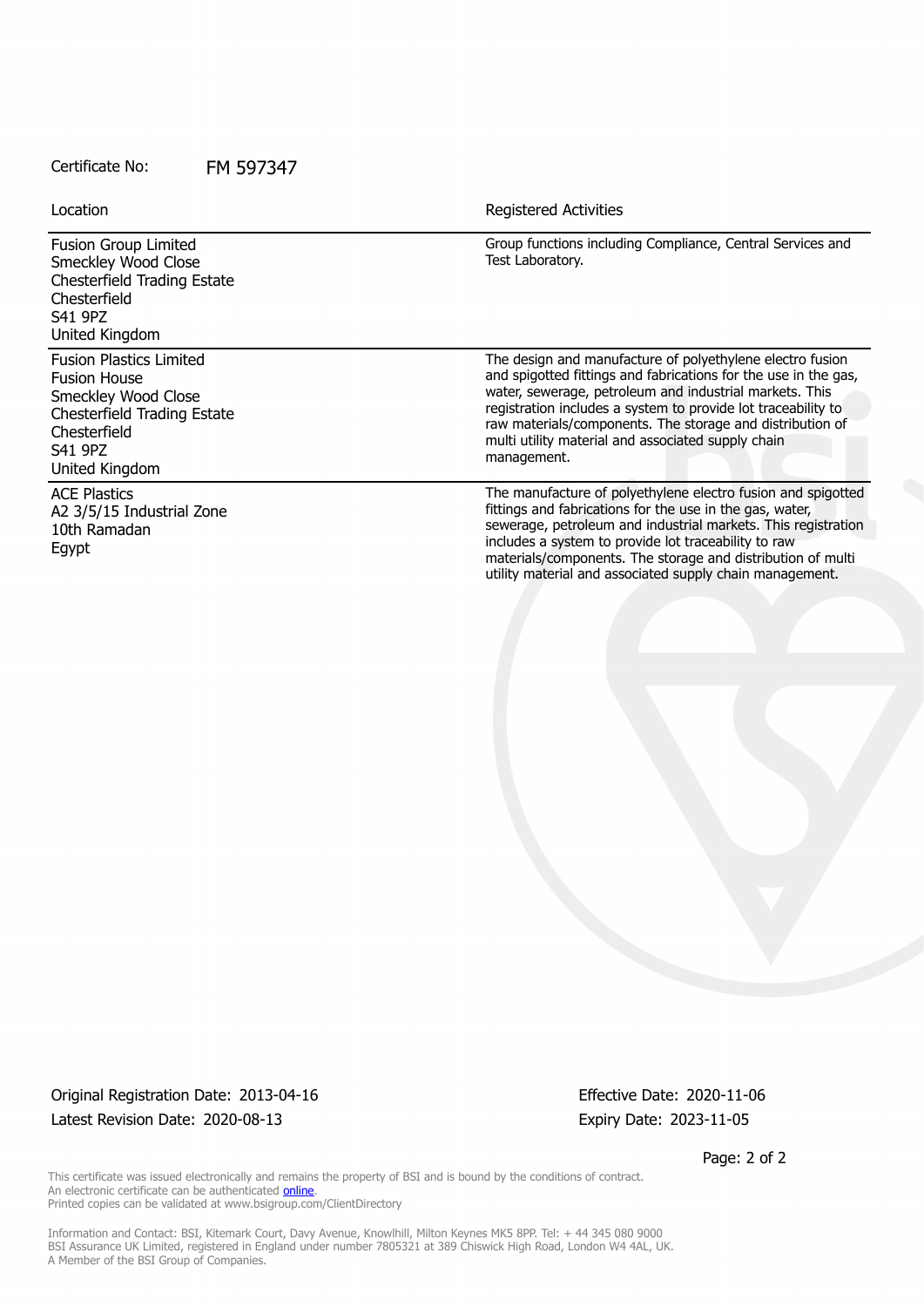Certificate No: FM 597347

| Location | Registered Activities |
| --- | --- |
| Fusion Group Limited<br>Smeckley Wood Close<br>Chesterfield Trading Estate<br>Chesterfield<br>S41 9PZ<br>United Kingdom | Group functions including Compliance, Central Services and Test Laboratory. |
| Fusion Plastics Limited<br>Fusion House<br>Smeckley Wood Close<br>Chesterfield Trading Estate<br>Chesterfield<br>S41 9PZ<br>United Kingdom | The design and manufacture of polyethylene electro fusion and spigotted fittings and fabrications for the use in the gas, water, sewerage, petroleum and industrial markets. This registration includes a system to provide lot traceability to raw materials/components. The storage and distribution of multi utility material and associated supply chain management. |
| ACE Plastics<br>A2 3/5/15 Industrial Zone<br>10th Ramadan<br>Egypt | The manufacture of polyethylene electro fusion and spigotted fittings and fabrications for the use in the gas, water, sewerage, petroleum and industrial markets. This registration includes a system to provide lot traceability to raw materials/components. The storage and distribution of multi utility material and associated supply chain management. |

Original Registration Date: 2013-04-16

Latest Revision Date: 2020-08-13

Effective Date: 2020-11-06

Expiry Date: 2023-11-05

This certificate was issued electronically and remains the property of BSI and is bound by the conditions of contract.
An electronic certificate can be authenticated online.
Printed copies can be validated at www.bsigroup.com/ClientDirectory

Information and Contact: BSI, Kitemark Court, Davy Avenue, Knowlhill, Milton Keynes MK5 8PP. Tel: + 44 345 080 9000
BSI Assurance UK Limited, registered in England under number 7805321 at 389 Chiswick High Road, London W4 4AL, UK.
A Member of the BSI Group of Companies.